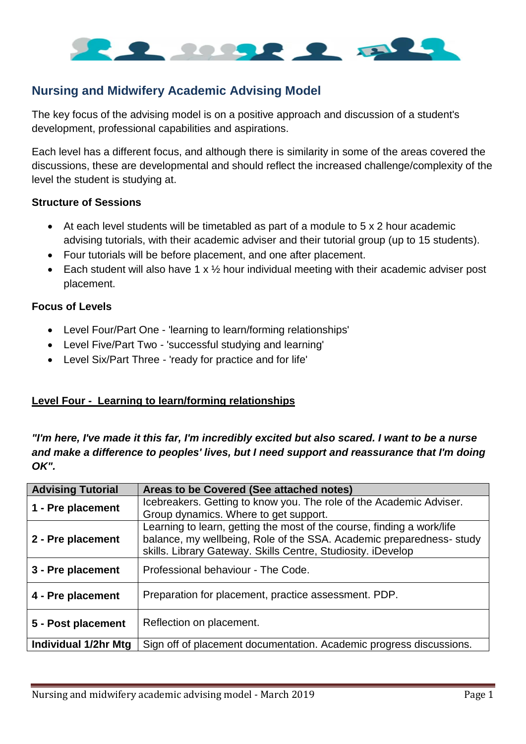## Nursing and Midwifery Academic Advising Model

The key focus of the advising model is on a positive approach and discussion of a student's development, professional capabilities and aspirations.

Each level has a different focus, and although there is similarity in some of the areas covered the discussions, these are developmental and should reflect the increased challenge/complexity of the level the student is studying at.

**Structure of Sessions**

- At each level students will be timetabled as part of a module to 5 x 2 hour academic advising tutorials, with their academic adviser and their tutorial group (up to 15 students).
- Four tutorials will be before placement, and one after placement.
- Each student will also have 1 x ½ hour individual meeting with their academic adviser post placement.

**Focus of Levels**

- Level Four/Part One - 'learning to learn/forming relationships'
- Level Five/Part Two - 'successful studying and learning'
- Level Six/Part Three - 'ready for practice and for life'

### Level Four - Learning to learn/forming relationships

***"I'm here, I've made it this far, I'm incredibly excited but also scared. I want to be a nurse and make a difference to peoples' lives, but I need support and reassurance that I'm doing OK".***

| Advising Tutorial | Areas to be Covered (See attached notes) |
|---|---|
| **1 - Pre placement** | Icebreakers. Getting to know you. The role of the Academic Adviser. Group dynamics. Where to get support. |
| **2 - Pre placement** | Learning to learn, getting the most of the course, finding a work/life balance, my wellbeing, Role of the SSA. Academic preparedness- study skills. Library Gateway. Skills Centre, Studiosity. iDevelop |
| **3 - Pre placement** | Professional behaviour - The Code. |
| **4 - Pre placement** | Preparation for placement, practice assessment. PDP. |
| **5 - Post placement** | Reflection on placement. |
| **Individual 1/2hr Mtg** | Sign off of placement documentation. Academic progress discussions. |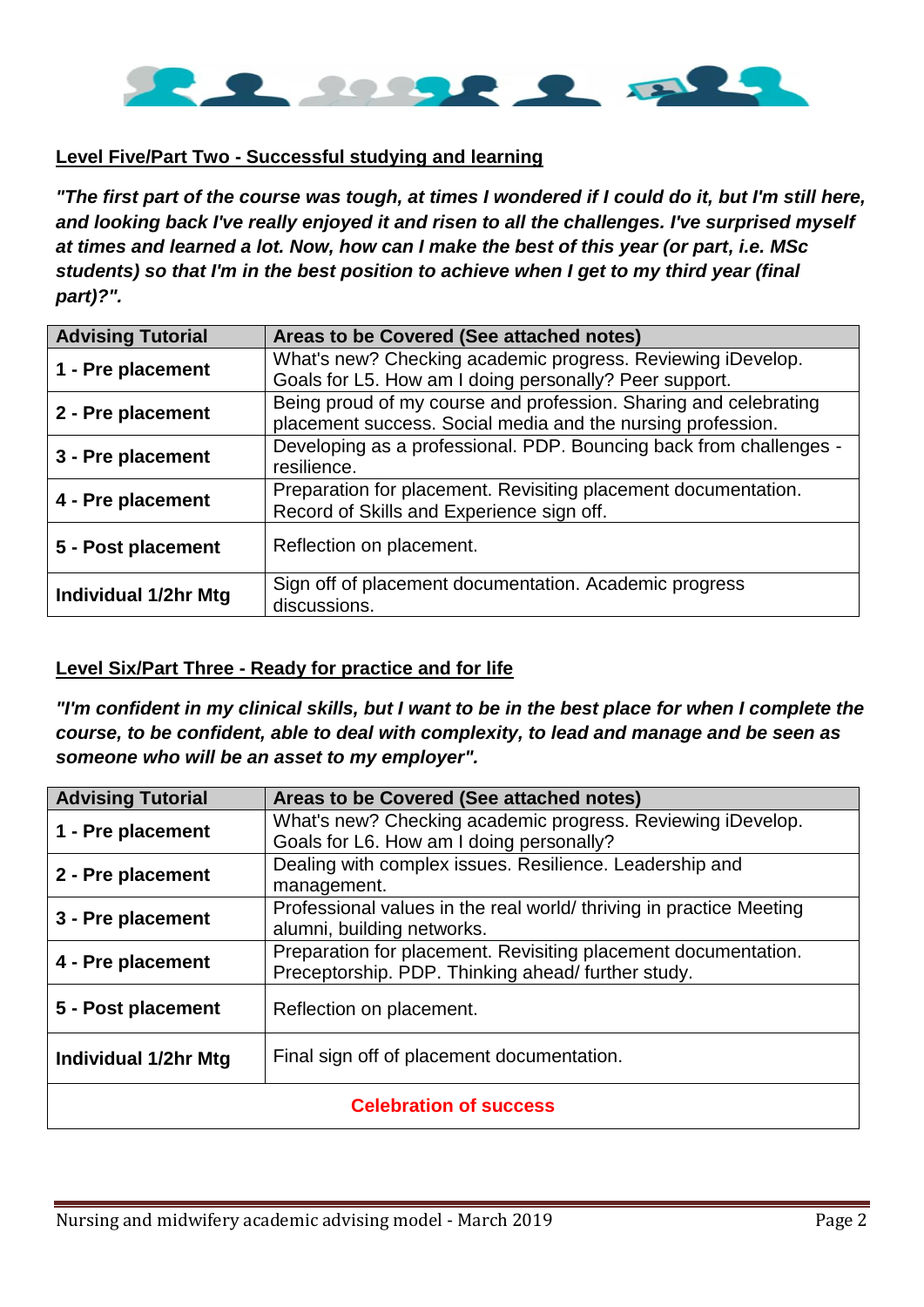## Level Five/Part Two - Successful studying and learning

***"The first part of the course was tough, at times I wondered if I could do it, but I'm still here, and looking back I've really enjoyed it and risen to all the challenges. I've surprised myself at times and learned a lot. Now, how can I make the best of this year (or part, i.e. MSc students) so that I'm in the best position to achieve when I get to my third year (final part)?".***

| Advising Tutorial | Areas to be Covered (See attached notes) |
|---|---|
| **1 - Pre placement** | What's new? Checking academic progress. Reviewing iDevelop. Goals for L5. How am I doing personally? Peer support. |
| **2 - Pre placement** | Being proud of my course and profession. Sharing and celebrating placement success. Social media and the nursing profession. |
| **3 - Pre placement** | Developing as a professional. PDP. Bouncing back from challenges - resilience. |
| **4 - Pre placement** | Preparation for placement. Revisiting placement documentation. Record of Skills and Experience sign off. |
| **5 - Post placement** | Reflection on placement. |
| **Individual 1/2hr Mtg** | Sign off of placement documentation. Academic progress discussions. |

## Level Six/Part Three - Ready for practice and for life

***"I'm confident in my clinical skills, but I want to be in the best place for when I complete the course, to be confident, able to deal with complexity, to lead and manage and be seen as someone who will be an asset to my employer".***

| Advising Tutorial | Areas to be Covered (See attached notes) |
|---|---|
| **1 - Pre placement** | What's new? Checking academic progress. Reviewing iDevelop. Goals for L6. How am I doing personally? |
| **2 - Pre placement** | Dealing with complex issues. Resilience. Leadership and management. |
| **3 - Pre placement** | Professional values in the real world/ thriving in practice Meeting alumni, building networks. |
| **4 - Pre placement** | Preparation for placement. Revisiting placement documentation. Preceptorship. PDP. Thinking ahead/ further study. |
| **5 - Post placement** | Reflection on placement. |
| **Individual 1/2hr Mtg** | Final sign off of placement documentation. |
| **Celebration of success** | |